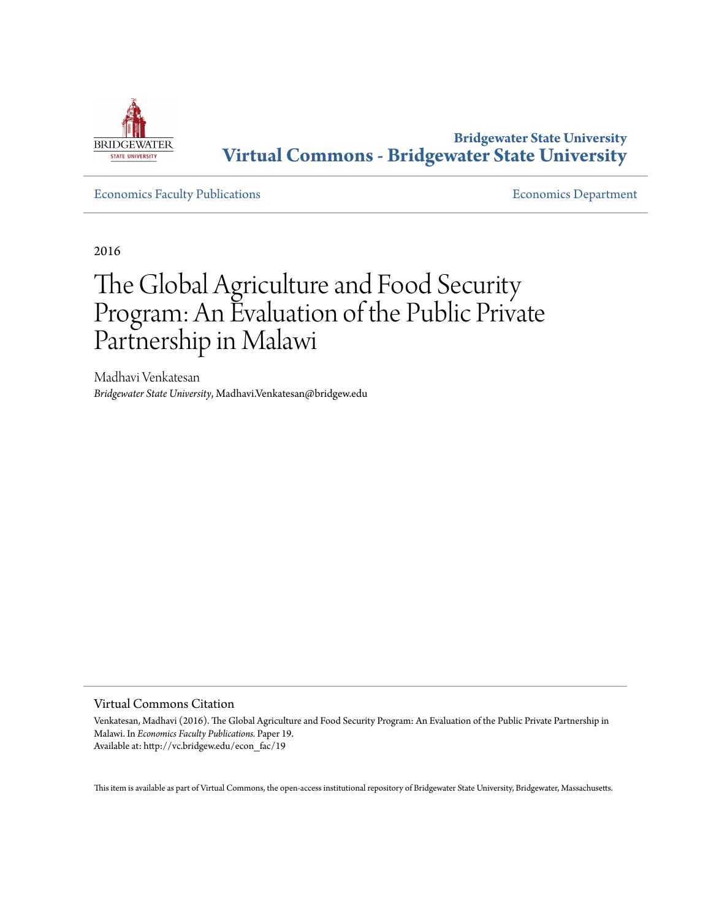Bridgewater State University
**Virtual Commons - Bridgewater State University**

Economics Faculty Publications | Economics Department

2016

# The Global Agriculture and Food Security Program: An Evaluation of the Public Private Partnership in Malawi

Madhavi Venkatesan
*Bridgewater State University*, Madhavi.Venkatesan@bridgew.edu

## Virtual Commons Citation

Venkatesan, Madhavi (2016). The Global Agriculture and Food Security Program: An Evaluation of the Public Private Partnership in Malawi. In *Economics Faculty Publications.* Paper 19.
Available at: http://vc.bridgew.edu/econ_fac/19

This item is available as part of Virtual Commons, the open-access institutional repository of Bridgewater State University, Bridgewater, Massachusetts.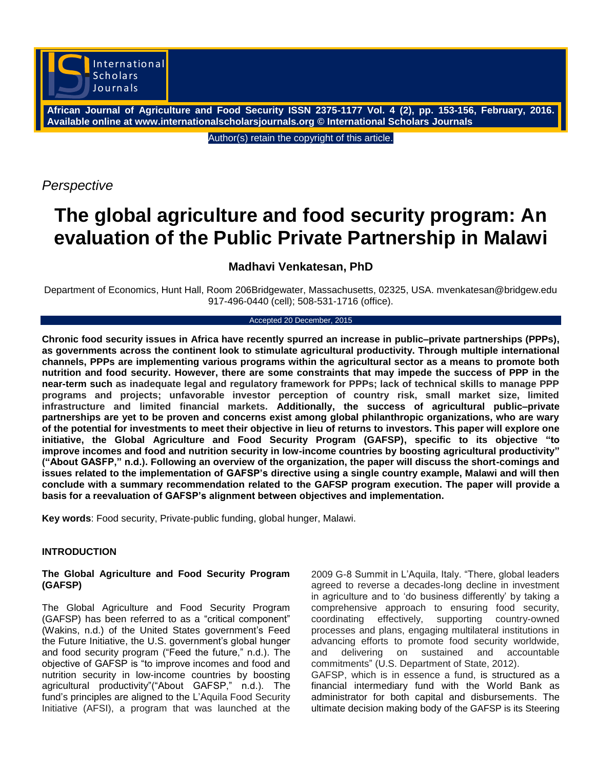*Perspective*

# The global agriculture and food security program: An evaluation of the Public Private Partnership in Malawi

**Madhavi Venkatesan, PhD**

Department of Economics, Hunt Hall, Room 206Bridgewater, Massachusetts, 02325, USA. mvenkatesan@bridgew.edu 917-496-0440 (cell); 508-531-1716 (office).

Accepted 20 December, 2015

**Chronic food security issues in Africa have recently spurred an increase in public–private partnerships (PPPs), as governments across the continent look to stimulate agricultural productivity. Through multiple international channels, PPPs are implementing various programs within the agricultural sector as a means to promote both nutrition and food security. However, there are some constraints that may impede the success of PPP in the near-term such as inadequate legal and regulatory framework for PPPs; lack of technical skills to manage PPP programs and projects; unfavorable investor perception of country risk, small market size, limited infrastructure and limited financial markets. Additionally, the success of agricultural public–private partnerships are yet to be proven and concerns exist among global philanthropic organizations, who are wary of the potential for investments to meet their objective in lieu of returns to investors. This paper will explore one initiative, the Global Agriculture and Food Security Program (GAFSP), specific to its objective "to improve incomes and food and nutrition security in low-income countries by boosting agricultural productivity" ("About GASFP," n.d.). Following an overview of the organization, the paper will discuss the short-comings and issues related to the implementation of GAFSP's directive using a single country example, Malawi and will then conclude with a summary recommendation related to the GAFSP program execution. The paper will provide a basis for a reevaluation of GAFSP's alignment between objectives and implementation.**

**Key words**: Food security, Private-public funding, global hunger, Malawi.

## INTRODUCTION

### The Global Agriculture and Food Security Program (GAFSP)

The Global Agriculture and Food Security Program (GAFSP) has been referred to as a "critical component" (Wakins, n.d.) of the United States government's Feed the Future Initiative, the U.S. government's global hunger and food security program ("Feed the future," n.d.). The objective of GAFSP is "to improve incomes and food and nutrition security in low-income countries by boosting agricultural productivity"("About GAFSP," n.d.). The fund's principles are aligned to the L'Aquila Food Security Initiative (AFSI), a program that was launched at the 2009 G-8 Summit in L'Aquila, Italy. "There, global leaders agreed to reverse a decades-long decline in investment in agriculture and to 'do business differently' by taking a comprehensive approach to ensuring food security, coordinating effectively, supporting country-owned processes and plans, engaging multilateral institutions in advancing efforts to promote food security worldwide, and delivering on sustained and accountable commitments" (U.S. Department of State, 2012).

GAFSP, which is in essence a fund, is structured as a financial intermediary fund with the World Bank as administrator for both capital and disbursements. The ultimate decision making body of the GAFSP is its Steering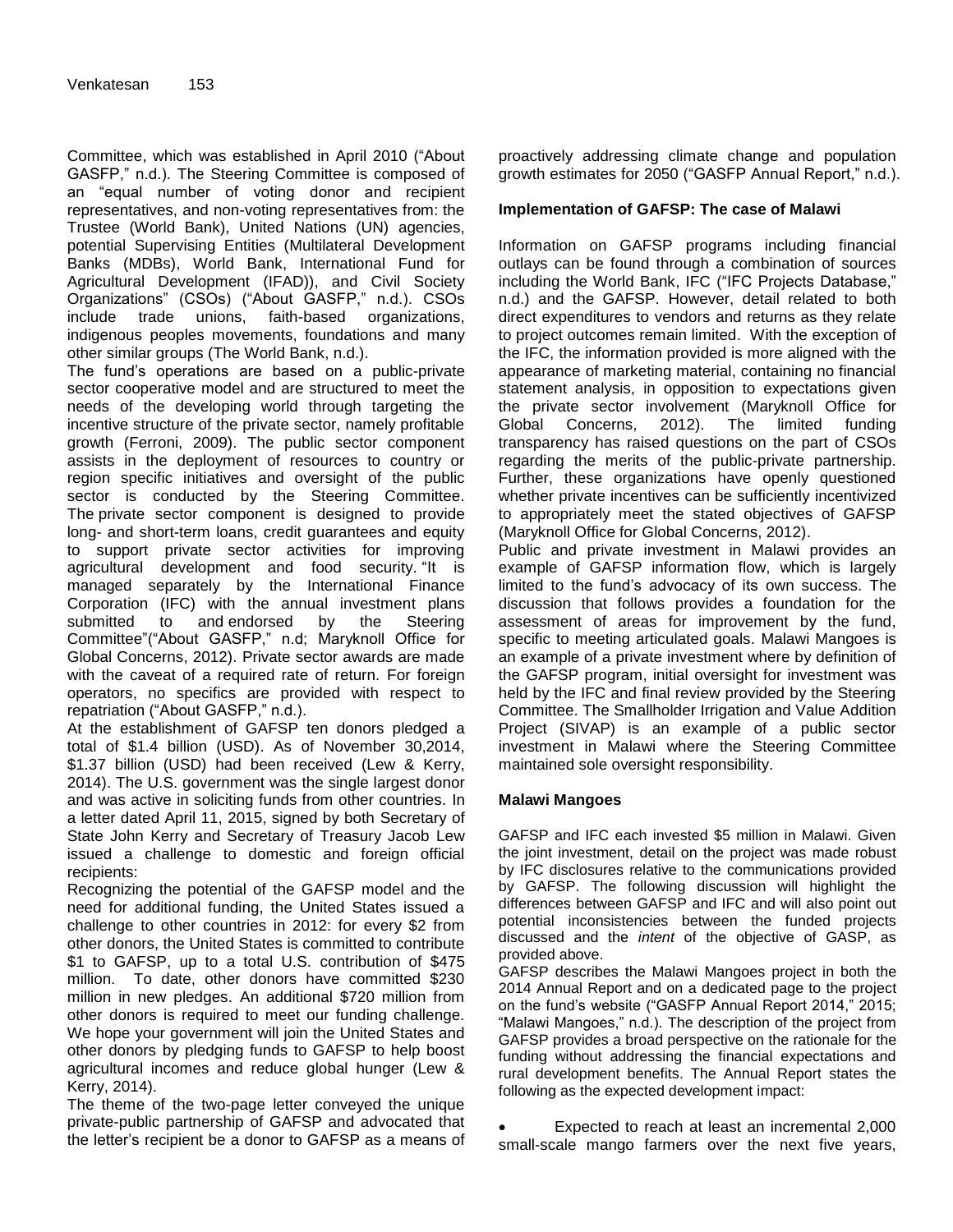Committee, which was established in April 2010 ("About GASFP," n.d.). The Steering Committee is composed of an "equal number of voting donor and recipient representatives, and non-voting representatives from: the Trustee (World Bank), United Nations (UN) agencies, potential Supervising Entities (Multilateral Development Banks (MDBs), World Bank, International Fund for Agricultural Development (IFAD)), and Civil Society Organizations" (CSOs) ("About GASFP," n.d.). CSOs include trade unions, faith-based organizations, indigenous peoples movements, foundations and many other similar groups (The World Bank, n.d.).

The fund's operations are based on a public-private sector cooperative model and are structured to meet the needs of the developing world through targeting the incentive structure of the private sector, namely profitable growth (Ferroni, 2009). The public sector component assists in the deployment of resources to country or region specific initiatives and oversight of the public sector is conducted by the Steering Committee. The private sector component is designed to provide long- and short-term loans, credit guarantees and equity to support private sector activities for improving agricultural development and food security. "It is managed separately by the International Finance Corporation (IFC) with the annual investment plans submitted to and endorsed by the Steering Committee"("About GASFP," n.d; Maryknoll Office for Global Concerns, 2012). Private sector awards are made with the caveat of a required rate of return. For foreign operators, no specifics are provided with respect to repatriation ("About GASFP," n.d.).

At the establishment of GAFSP ten donors pledged a total of $1.4 billion (USD). As of November 30,2014, $1.37 billion (USD) had been received (Lew & Kerry, 2014). The U.S. government was the single largest donor and was active in soliciting funds from other countries. In a letter dated April 11, 2015, signed by both Secretary of State John Kerry and Secretary of Treasury Jacob Lew issued a challenge to domestic and foreign official recipients:

Recognizing the potential of the GAFSP model and the need for additional funding, the United States issued a challenge to other countries in 2012: for every $2 from other donors, the United States is committed to contribute $1 to GAFSP, up to a total U.S. contribution of $475 million. To date, other donors have committed $230 million in new pledges. An additional $720 million from other donors is required to meet our funding challenge. We hope your government will join the United States and other donors by pledging funds to GAFSP to help boost agricultural incomes and reduce global hunger (Lew & Kerry, 2014).

The theme of the two-page letter conveyed the unique private-public partnership of GAFSP and advocated that the letter's recipient be a donor to GAFSP as a means of proactively addressing climate change and population growth estimates for 2050 ("GASFP Annual Report," n.d.).

### Implementation of GAFSP: The case of Malawi

Information on GAFSP programs including financial outlays can be found through a combination of sources including the World Bank, IFC ("IFC Projects Database," n.d.) and the GAFSP. However, detail related to both direct expenditures to vendors and returns as they relate to project outcomes remain limited. With the exception of the IFC, the information provided is more aligned with the appearance of marketing material, containing no financial statement analysis, in opposition to expectations given the private sector involvement (Maryknoll Office for Global Concerns, 2012). The limited funding transparency has raised questions on the part of CSOs regarding the merits of the public-private partnership. Further, these organizations have openly questioned whether private incentives can be sufficiently incentivized to appropriately meet the stated objectives of GAFSP (Maryknoll Office for Global Concerns, 2012).

Public and private investment in Malawi provides an example of GAFSP information flow, which is largely limited to the fund's advocacy of its own success. The discussion that follows provides a foundation for the assessment of areas for improvement by the fund, specific to meeting articulated goals. Malawi Mangoes is an example of a private investment where by definition of the GAFSP program, initial oversight for investment was held by the IFC and final review provided by the Steering Committee. The Smallholder Irrigation and Value Addition Project (SIVAP) is an example of a public sector investment in Malawi where the Steering Committee maintained sole oversight responsibility.

### Malawi Mangoes

GAFSP and IFC each invested $5 million in Malawi. Given the joint investment, detail on the project was made robust by IFC disclosures relative to the communications provided by GAFSP. The following discussion will highlight the differences between GAFSP and IFC and will also point out potential inconsistencies between the funded projects discussed and the *intent* of the objective of GASP, as provided above.

GAFSP describes the Malawi Mangoes project in both the 2014 Annual Report and on a dedicated page to the project on the fund's website ("GASFP Annual Report 2014," 2015; "Malawi Mangoes," n.d.). The description of the project from GAFSP provides a broad perspective on the rationale for the funding without addressing the financial expectations and rural development benefits. The Annual Report states the following as the expected development impact:

- Expected to reach at least an incremental 2,000 small-scale mango farmers over the next five years,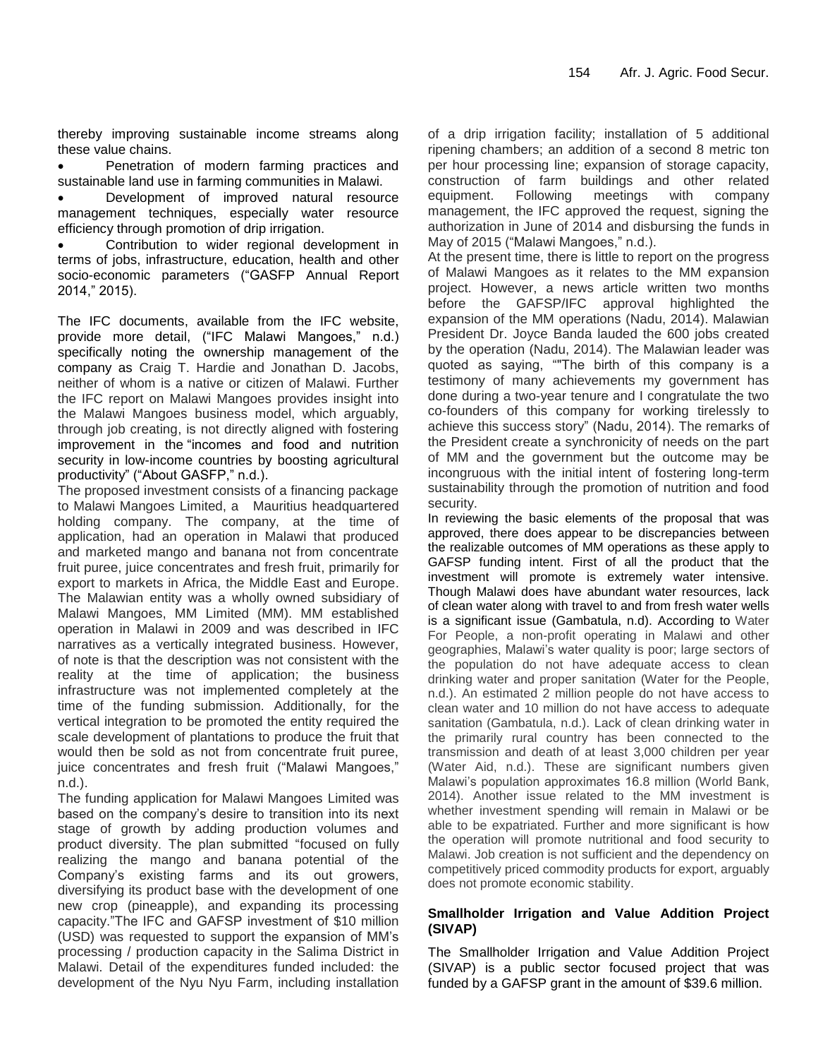thereby improving sustainable income streams along these value chains.

- Penetration of modern farming practices and sustainable land use in farming communities in Malawi.
- Development of improved natural resource management techniques, especially water resource efficiency through promotion of drip irrigation.
- Contribution to wider regional development in terms of jobs, infrastructure, education, health and other socio-economic parameters ("GASFP Annual Report 2014," 2015).

The IFC documents, available from the IFC website, provide more detail, ("IFC Malawi Mangoes," n.d.) specifically noting the ownership management of the company as Craig T. Hardie and Jonathan D. Jacobs, neither of whom is a native or citizen of Malawi. Further the IFC report on Malawi Mangoes provides insight into the Malawi Mangoes business model, which arguably, through job creating, is not directly aligned with fostering improvement in the "incomes and food and nutrition security in low-income countries by boosting agricultural productivity" ("About GASFP," n.d.).

The proposed investment consists of a financing package to Malawi Mangoes Limited, a Mauritius headquartered holding company. The company, at the time of application, had an operation in Malawi that produced and marketed mango and banana not from concentrate fruit puree, juice concentrates and fresh fruit, primarily for export to markets in Africa, the Middle East and Europe. The Malawian entity was a wholly owned subsidiary of Malawi Mangoes, MM Limited (MM). MM established operation in Malawi in 2009 and was described in IFC narratives as a vertically integrated business. However, of note is that the description was not consistent with the reality at the time of application; the business infrastructure was not implemented completely at the time of the funding submission. Additionally, for the vertical integration to be promoted the entity required the scale development of plantations to produce the fruit that would then be sold as not from concentrate fruit puree, juice concentrates and fresh fruit ("Malawi Mangoes," n.d.).

The funding application for Malawi Mangoes Limited was based on the company's desire to transition into its next stage of growth by adding production volumes and product diversity. The plan submitted "focused on fully realizing the mango and banana potential of the Company's existing farms and its out growers, diversifying its product base with the development of one new crop (pineapple), and expanding its processing capacity."The IFC and GAFSP investment of $10 million (USD) was requested to support the expansion of MM's processing / production capacity in the Salima District in Malawi. Detail of the expenditures funded included: the development of the Nyu Nyu Farm, including installation of a drip irrigation facility; installation of 5 additional ripening chambers; an addition of a second 8 metric ton per hour processing line; expansion of storage capacity, construction of farm buildings and other related equipment. Following meetings with company management, the IFC approved the request, signing the authorization in June of 2014 and disbursing the funds in May of 2015 ("Malawi Mangoes," n.d.).

At the present time, there is little to report on the progress of Malawi Mangoes as it relates to the MM expansion project. However, a news article written two months before the GAFSP/IFC approval highlighted the expansion of the MM operations (Nadu, 2014). Malawian President Dr. Joyce Banda lauded the 600 jobs created by the operation (Nadu, 2014). The Malawian leader was quoted as saying, ""The birth of this company is a testimony of many achievements my government has done during a two-year tenure and I congratulate the two co-founders of this company for working tirelessly to achieve this success story" (Nadu, 2014). The remarks of the President create a synchronicity of needs on the part of MM and the government but the outcome may be incongruous with the initial intent of fostering long-term sustainability through the promotion of nutrition and food security.

In reviewing the basic elements of the proposal that was approved, there does appear to be discrepancies between the realizable outcomes of MM operations as these apply to GAFSP funding intent. First of all the product that the investment will promote is extremely water intensive. Though Malawi does have abundant water resources, lack of clean water along with travel to and from fresh water wells is a significant issue (Gambatula, n.d). According to Water For People, a non-profit operating in Malawi and other geographies, Malawi's water quality is poor; large sectors of the population do not have adequate access to clean drinking water and proper sanitation (Water for the People, n.d.). An estimated 2 million people do not have access to clean water and 10 million do not have access to adequate sanitation (Gambatula, n.d.). Lack of clean drinking water in the primarily rural country has been connected to the transmission and death of at least 3,000 children per year (Water Aid, n.d.). These are significant numbers given Malawi's population approximates 16.8 million (World Bank, 2014). Another issue related to the MM investment is whether investment spending will remain in Malawi or be able to be expatriated. Further and more significant is how the operation will promote nutritional and food security to Malawi. Job creation is not sufficient and the dependency on competitively priced commodity products for export, arguably does not promote economic stability.

## Smallholder Irrigation and Value Addition Project (SIVAP)

The Smallholder Irrigation and Value Addition Project (SIVAP) is a public sector focused project that was funded by a GAFSP grant in the amount of $39.6 million.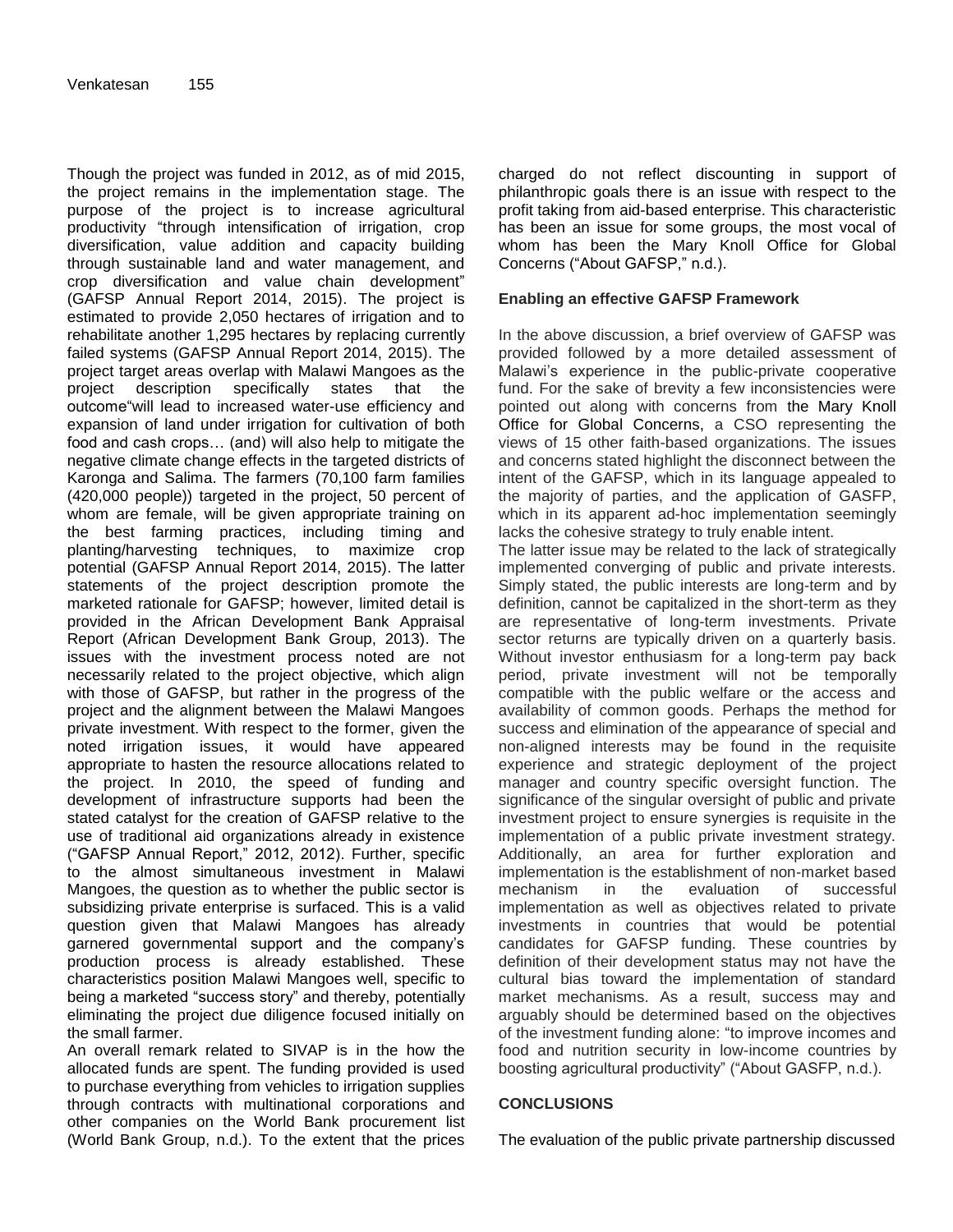Though the project was funded in 2012, as of mid 2015, the project remains in the implementation stage. The purpose of the project is to increase agricultural productivity "through intensification of irrigation, crop diversification, value addition and capacity building through sustainable land and water management, and crop diversification and value chain development" (GAFSP Annual Report 2014, 2015). The project is estimated to provide 2,050 hectares of irrigation and to rehabilitate another 1,295 hectares by replacing currently failed systems (GAFSP Annual Report 2014, 2015). The project target areas overlap with Malawi Mangoes as the project description specifically states that the outcome"will lead to increased water-use efficiency and expansion of land under irrigation for cultivation of both food and cash crops… (and) will also help to mitigate the negative climate change effects in the targeted districts of Karonga and Salima. The farmers (70,100 farm families (420,000 people)) targeted in the project, 50 percent of whom are female, will be given appropriate training on the best farming practices, including timing and planting/harvesting techniques, to maximize crop potential (GAFSP Annual Report 2014, 2015). The latter statements of the project description promote the marketed rationale for GAFSP; however, limited detail is provided in the African Development Bank Appraisal Report (African Development Bank Group, 2013). The issues with the investment process noted are not necessarily related to the project objective, which align with those of GAFSP, but rather in the progress of the project and the alignment between the Malawi Mangoes private investment. With respect to the former, given the noted irrigation issues, it would have appeared appropriate to hasten the resource allocations related to the project. In 2010, the speed of funding and development of infrastructure supports had been the stated catalyst for the creation of GAFSP relative to the use of traditional aid organizations already in existence ("GAFSP Annual Report," 2012, 2012). Further, specific to the almost simultaneous investment in Malawi Mangoes, the question as to whether the public sector is subsidizing private enterprise is surfaced. This is a valid question given that Malawi Mangoes has already garnered governmental support and the company's production process is already established. These characteristics position Malawi Mangoes well, specific to being a marketed "success story" and thereby, potentially eliminating the project due diligence focused initially on the small farmer.

An overall remark related to SIVAP is in the how the allocated funds are spent. The funding provided is used to purchase everything from vehicles to irrigation supplies through contracts with multinational corporations and other companies on the World Bank procurement list (World Bank Group, n.d.). To the extent that the prices charged do not reflect discounting in support of philanthropic goals there is an issue with respect to the profit taking from aid-based enterprise. This characteristic has been an issue for some groups, the most vocal of whom has been the Mary Knoll Office for Global Concerns ("About GAFSP," n.d.).

## Enabling an effective GAFSP Framework

In the above discussion, a brief overview of GAFSP was provided followed by a more detailed assessment of Malawi's experience in the public-private cooperative fund. For the sake of brevity a few inconsistencies were pointed out along with concerns from the Mary Knoll Office for Global Concerns, a CSO representing the views of 15 other faith-based organizations. The issues and concerns stated highlight the disconnect between the intent of the GAFSP, which in its language appealed to the majority of parties, and the application of GASFP, which in its apparent ad-hoc implementation seemingly lacks the cohesive strategy to truly enable intent.

The latter issue may be related to the lack of strategically implemented converging of public and private interests. Simply stated, the public interests are long-term and by definition, cannot be capitalized in the short-term as they are representative of long-term investments. Private sector returns are typically driven on a quarterly basis. Without investor enthusiasm for a long-term pay back period, private investment will not be temporally compatible with the public welfare or the access and availability of common goods. Perhaps the method for success and elimination of the appearance of special and non-aligned interests may be found in the requisite experience and strategic deployment of the project manager and country specific oversight function. The significance of the singular oversight of public and private investment project to ensure synergies is requisite in the implementation of a public private investment strategy. Additionally, an area for further exploration and implementation is the establishment of non-market based mechanism in the evaluation of successful implementation as well as objectives related to private investments in countries that would be potential candidates for GAFSP funding. These countries by definition of their development status may not have the cultural bias toward the implementation of standard market mechanisms. As a result, success may and arguably should be determined based on the objectives of the investment funding alone: "to improve incomes and food and nutrition security in low-income countries by boosting agricultural productivity" ("About GASFP, n.d.).

## CONCLUSIONS

The evaluation of the public private partnership discussed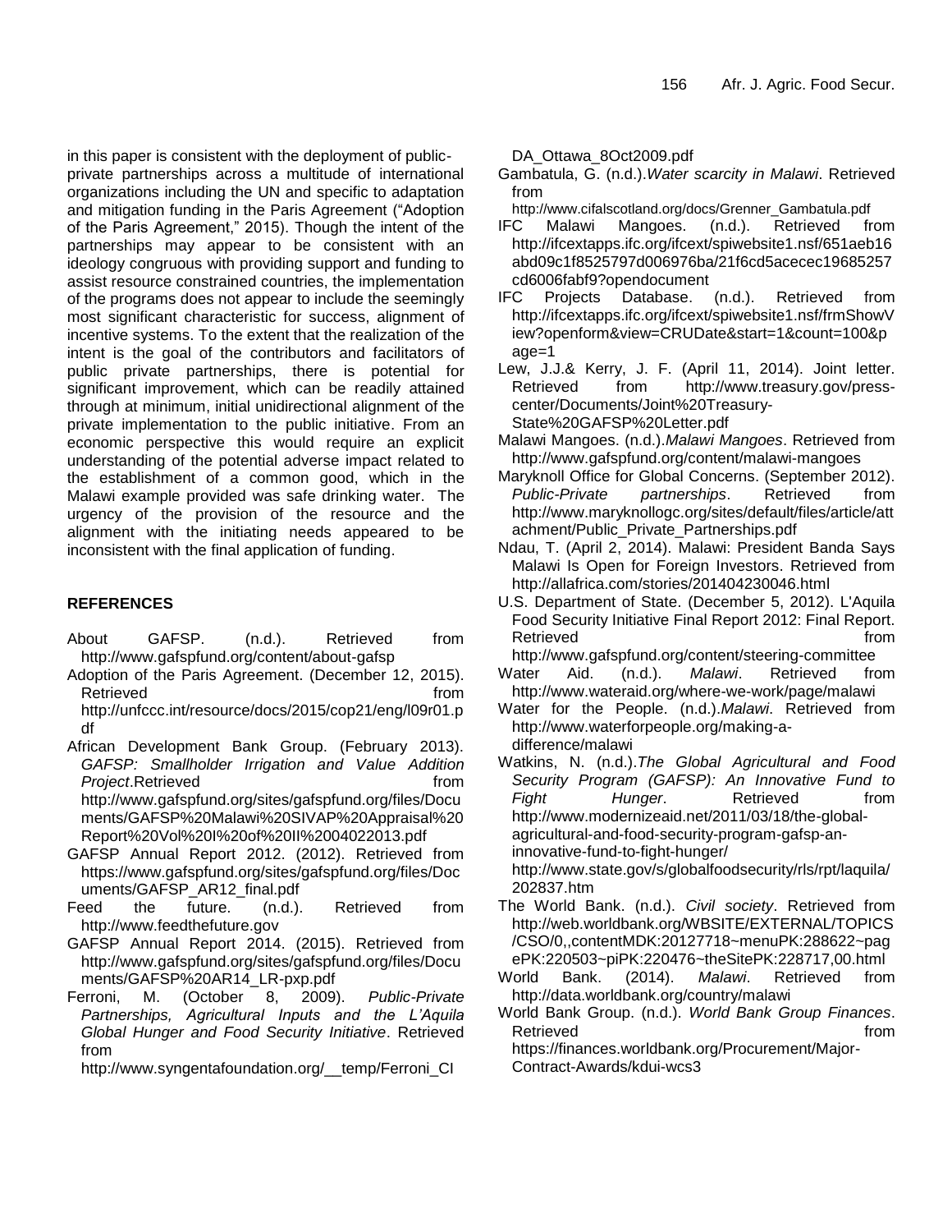in this paper is consistent with the deployment of public-private partnerships across a multitude of international organizations including the UN and specific to adaptation and mitigation funding in the Paris Agreement ("Adoption of the Paris Agreement," 2015). Though the intent of the partnerships may appear to be consistent with an ideology congruous with providing support and funding to assist resource constrained countries, the implementation of the programs does not appear to include the seemingly most significant characteristic for success, alignment of incentive systems. To the extent that the realization of the intent is the goal of the contributors and facilitators of public private partnerships, there is potential for significant improvement, which can be readily attained through at minimum, initial unidirectional alignment of the private implementation to the public initiative. From an economic perspective this would require an explicit understanding of the potential adverse impact related to the establishment of a common good, which in the Malawi example provided was safe drinking water. The urgency of the provision of the resource and the alignment with the initiating needs appeared to be inconsistent with the final application of funding.

## REFERENCES

About GAFSP. (n.d.). Retrieved from http://www.gafspfund.org/content/about-gafsp

Adoption of the Paris Agreement. (December 12, 2015). Retrieved from http://unfccc.int/resource/docs/2015/cop21/eng/l09r01.pdf

African Development Bank Group. (February 2013). *GAFSP: Smallholder Irrigation and Value Addition Project*.Retrieved from http://www.gafspfund.org/sites/gafspfund.org/files/Documents/GAFSP%20Malawi%20SIVAP%20Appraisal%20Report%20Vol%20I%20of%20II%2004022013.pdf

GAFSP Annual Report 2012. (2012). Retrieved from https://www.gafspfund.org/sites/gafspfund.org/files/Documents/GAFSP_AR12_final.pdf

Feed the future. (n.d.). Retrieved from http://www.feedthefuture.gov

GAFSP Annual Report 2014. (2015). Retrieved from http://www.gafspfund.org/sites/gafspfund.org/files/Documents/GAFSP%20AR14_LR-pxp.pdf

Ferroni, M. (October 8, 2009). *Public-Private Partnerships, Agricultural Inputs and the L'Aquila Global Hunger and Food Security Initiative*. Retrieved from http://www.syngentafoundation.org/__temp/Ferroni_CIDA_Ottawa_8Oct2009.pdf

Gambatula, G. (n.d.).*Water scarcity in Malawi*. Retrieved from http://www.cifalscotland.org/docs/Grenner_Gambatula.pdf

IFC Malawi Mangoes. (n.d.). Retrieved from http://ifcextapps.ifc.org/ifcext/spiwebsite1.nsf/651aeb16abd09c1f8525797d006976ba/21f6cd5acecec19685257cd6006fabf9?opendocument

IFC Projects Database. (n.d.). Retrieved from http://ifcextapps.ifc.org/ifcext/spiwebsite1.nsf/frmShowView?openform&view=CRUDate&start=1&count=100&page=1

Lew, J.J.& Kerry, J. F. (April 11, 2014). Joint letter. Retrieved from http://www.treasury.gov/press-center/Documents/Joint%20Treasury-State%20GAFSP%20Letter.pdf

Malawi Mangoes. (n.d.).*Malawi Mangoes*. Retrieved from http://www.gafspfund.org/content/malawi-mangoes

Maryknoll Office for Global Concerns. (September 2012). *Public-Private partnerships*. Retrieved from http://www.maryknollogc.org/sites/default/files/article/attachment/Public_Private_Partnerships.pdf

Ndau, T. (April 2, 2014). Malawi: President Banda Says Malawi Is Open for Foreign Investors. Retrieved from http://allafrica.com/stories/201404230046.html

U.S. Department of State. (December 5, 2012). L'Aquila Food Security Initiative Final Report 2012: Final Report. Retrieved from http://www.gafspfund.org/content/steering-committee

Water Aid. (n.d.). *Malawi*. Retrieved from http://www.wateraid.org/where-we-work/page/malawi

Water for the People. (n.d.).*Malawi*. Retrieved from http://www.waterforpeople.org/making-a-difference/malawi

Watkins, N. (n.d.).*The Global Agricultural and Food Security Program (GAFSP): An Innovative Fund to Fight Hunger*. Retrieved from http://www.modernizeaid.net/2011/03/18/the-global-agricultural-and-food-security-program-gafsp-an-innovative-fund-to-fight-hunger/ http://www.state.gov/s/globalfoodsecurity/rls/rpt/laquila/202837.htm

The World Bank. (n.d.). *Civil society*. Retrieved from http://web.worldbank.org/WBSITE/EXTERNAL/TOPICS/CSO/0,,contentMDK:20127718~menuPK:288622~pagePK:220503~piPK:220476~theSitePK:228717,00.html

World Bank. (2014). *Malawi*. Retrieved from http://data.worldbank.org/country/malawi

World Bank Group. (n.d.). *World Bank Group Finances*. Retrieved from https://finances.worldbank.org/Procurement/Major-Contract-Awards/kdui-wcs3